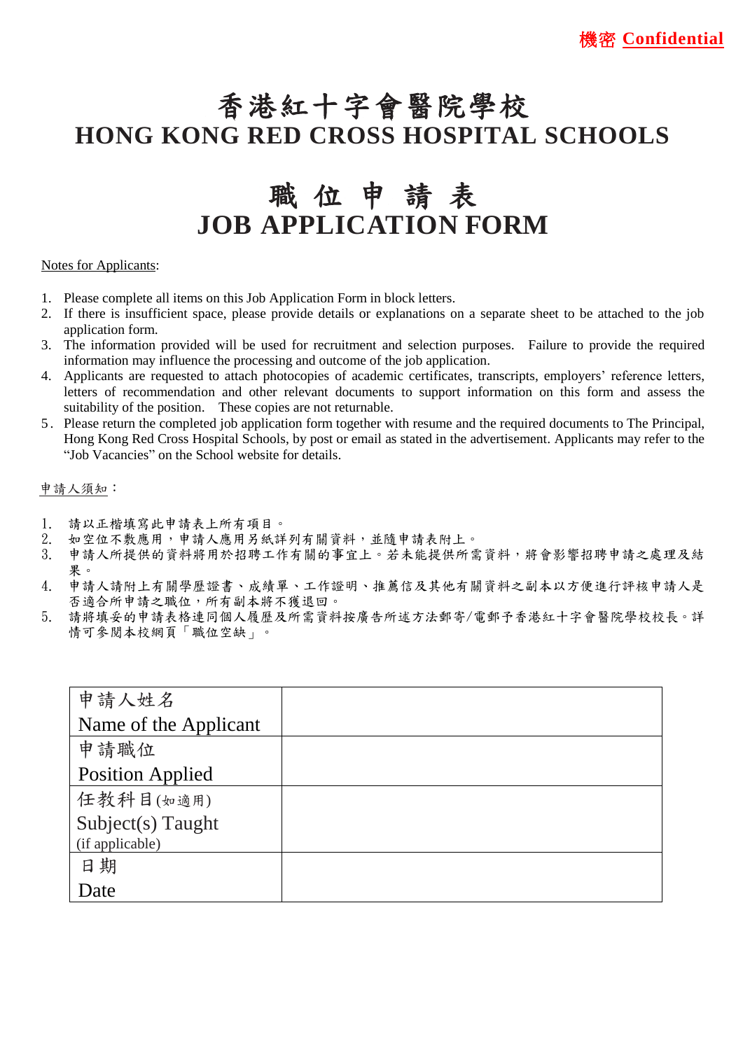**機密 Confidential**

# 香港紅十字會醫院學校
# HONG KONG RED CROSS HOSPITAL SCHOOLS

## 職 位 申 請 表
## JOB APPLICATION FORM

Notes for Applicants:

1. Please complete all items on this Job Application Form in block letters.
2. If there is insufficient space, please provide details or explanations on a separate sheet to be attached to the job application form.
3. The information provided will be used for recruitment and selection purposes. Failure to provide the required information may influence the processing and outcome of the job application.
4. Applicants are requested to attach photocopies of academic certificates, transcripts, employers' reference letters, letters of recommendation and other relevant documents to support information on this form and assess the suitability of the position. These copies are not returnable.
5. Please return the completed job application form together with resume and the required documents to The Principal, Hong Kong Red Cross Hospital Schools, by post or email as stated in the advertisement. Applicants may refer to the "Job Vacancies" on the School website for details.

申請人須知：

1. 請以正楷填寫此申請表上所有項目。
2. 如空位不敷應用，申請人應用另紙詳列有關資料，並隨申請表附上。
3. 申請人所提供的資料將用於招聘工作有關的事宜上。若未能提供所需資料，將會影響招聘申請之處理及結果。
4. 申請人請附上有關學歷證書、成績單、工作證明、推薦信及其他有關資料之副本以方便進行評核申請人是否適合所申請之職位，所有副本將不獲退回。
5. 請將填妥的申請表格連同個人履歷及所需資料按廣告所述方法郵寄/電郵予香港紅十字會醫院學校校長。詳情可參閱本校網頁「職位空缺」。

| | |
|---|---|
| 申請人姓名 Name of the Applicant | |
| 申請職位 Position Applied | |
| 任教科目(如適用) Subject(s) Taught (if applicable) | |
| 日期 Date | |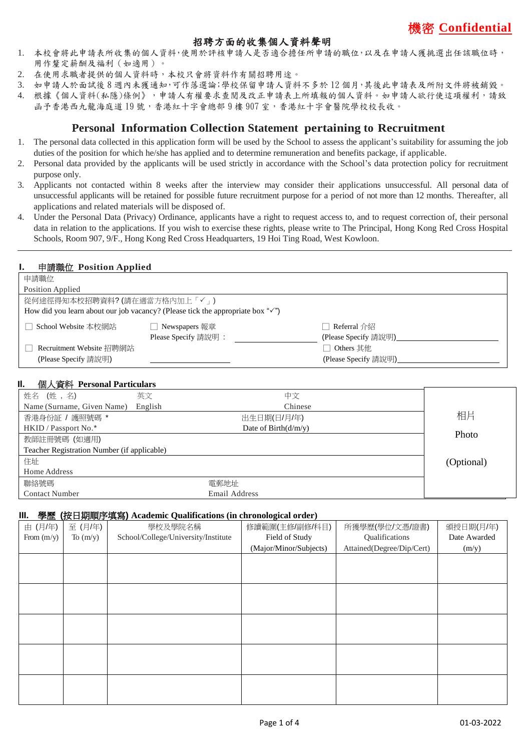機密 **Confidential**

## 招聘方面的收集個人資料聲明

1. 本校會將此申請表所收集的個人資料，使用於評核申請人是否適合擔任所申請的職位，以及在申請人獲挑選出任該職位時，用作釐定薪酬及福利（如適用）。
2. 在使用求職者提供的個人資料時，本校只會將資料作有關招聘用途。
3. 如申請人於面試後 8 週內未獲通知，可作落選論；學校保留申請人資料不多於 12 個月，其後此申請表及所附文件將被銷毀。
4. 根據《個人資料(私隱)條例》，申請人有權要求查閱及改正申請表上所填報的個人資料。如申請人欲行使這項權利，請致函予香港西九龍海庭道 19 號，香港紅十字會總部 9 樓 907 室，香港紅十字會醫院學校校長收。

## Personal Information Collection Statement pertaining to Recruitment

1. The personal data collected in this application form will be used by the School to assess the applicant's suitability for assuming the job duties of the position for which he/she has applied and to determine remuneration and benefits package, if applicable.
2. Personal data provided by the applicants will be used strictly in accordance with the School's data protection policy for recruitment purpose only.
3. Applicants not contacted within 8 weeks after the interview may consider their applications unsuccessful. All personal data of unsuccessful applicants will be retained for possible future recruitment purpose for a period of not more than 12 months. Thereafter, all applications and related materials will be disposed of.
4. Under the Personal Data (Privacy) Ordinance, applicants have a right to request access to, and to request correction of, their personal data in relation to the applications. If you wish to exercise these rights, please write to The Principal, Hong Kong Red Cross Hospital Schools, Room 907, 9/F., Hong Kong Red Cross Headquarters, 19 Hoi Ting Road, West Kowloon.

---

### I. 申請職位 Position Applied

申請職位
Position Applied

從何途徑得知本校招聘資料? (請在適當方格內加上「✓」)
How did you learn about our job vacancy? (Please tick the appropriate box "✓")

| | | |
|---|---|---|
| ☐ School Website 本校網站 | ☐ Newspapers 報章<br>Please Specify 請說明： ______ | ☐ Referral 介紹<br>(Please Specify 請說明) ______ |
| ☐ Recruitment Website 招聘網站<br>(Please Specify 請說明) ______ | | ☐ Others 其他<br>(Please Specify 請說明) ______ |

### II. 個人資料 Personal Particulars

| | | |
|---|---|---|
| 姓名 (姓，名)<br>Name (Surname, Given Name) 英文 English | 中文<br>Chinese | 相片<br>Photo<br>(Optional) |
| 香港身份証 / 護照號碼 *<br>HKID / Passport No.* | 出生日期(日/月/年)<br>Date of Birth(d/m/y) | |
| 教師註冊號碼 (如適用)<br>Teacher Registration Number (if applicable) | | |
| 住址<br>Home Address | | |
| 聯絡號碼<br>Contact Number | 電郵地址<br>Email Address | |

### III. 學歷 (按日期順序填寫) Academic Qualifications (in chronological order)

| 由 (月/年)<br>From (m/y) | 至 (月/年)<br>To (m/y) | 學校及學院名稱<br>School/College/University/Institute | 修讀範圍(主修/副修/科目)<br>Field of Study<br>(Major/Minor/Subjects) | 所獲學歷(學位/文憑/證書)<br>Qualifications<br>Attained(Degree/Dip/Cert) | 頒授日期(月/年)<br>Date Awarded<br>(m/y) |
|---|---|---|---|---|---|
| | | | | | |
| | | | | | |
| | | | | | |
| | | | | | |
| | | | | | |

01-03-2022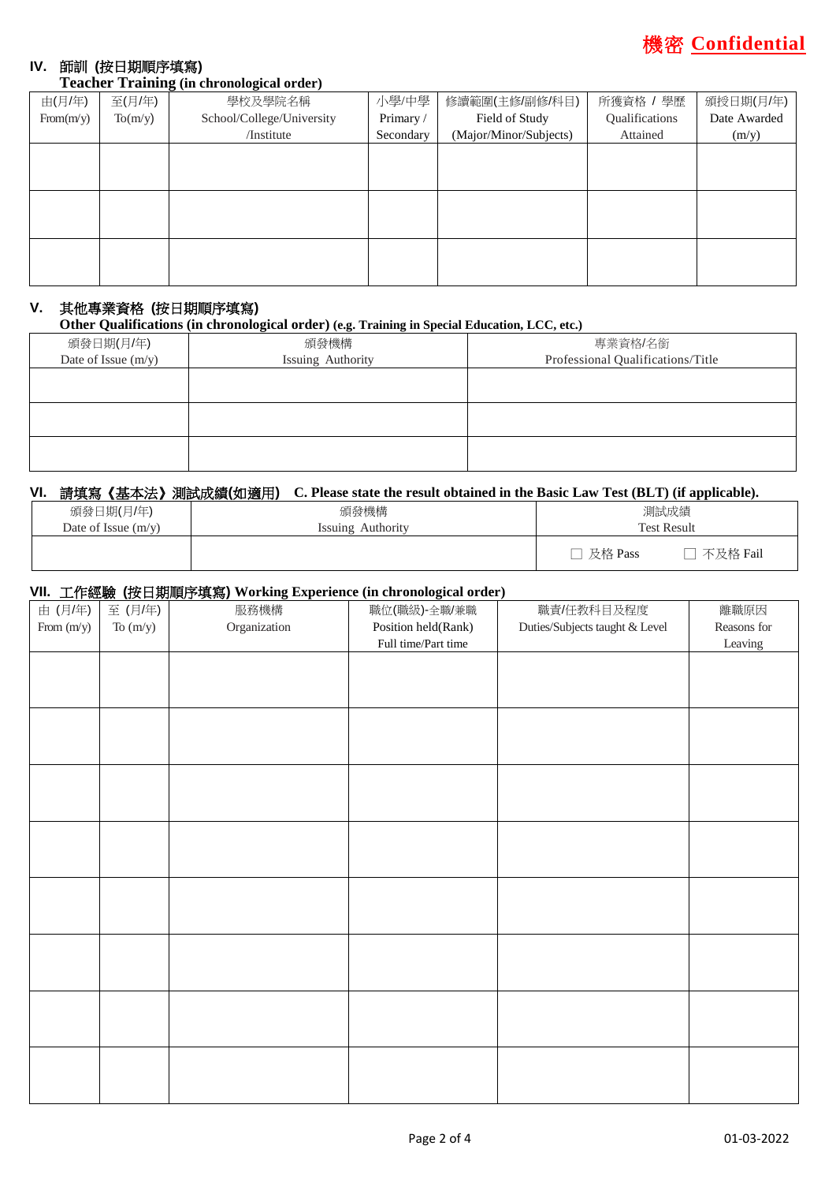**機密 Confidential**

## IV. 師訓 (按日期順序填寫) Teacher Training (in chronological order)

| 由(月/年) From(m/y) | 至(月/年) To(m/y) | 學校及學院名稱 School/College/University /Institute | 小學/中學 Primary / Secondary | 修讀範圍(主修/副修/科目) Field of Study (Major/Minor/Subjects) | 所獲資格 / 學歷 Qualifications Attained | 頒授日期(月/年) Date Awarded (m/y) |
|---|---|---|---|---|---|---|
| | | | | | | |
| | | | | | | |
| | | | | | | |

## V. 其他專業資格 (按日期順序填寫) Other Qualifications (in chronological order) (e.g. Training in Special Education, LCC, etc.)

| 頒發日期(月/年) Date of Issue (m/y) | 頒發機構 Issuing Authority | 專業資格/名銜 Professional Qualifications/Title |
|---|---|---|
| | | |
| | | |
| | | |

## VI. 請填寫《基本法》測試成績(如適用) C. Please state the result obtained in the Basic Law Test (BLT) (if applicable).

| 頒發日期(月/年) Date of Issue (m/y) | 頒發機構 Issuing Authority | 測試成績 Test Result |
|---|---|---|
| | | ☐ 及格 Pass ☐ 不及格 Fail |

## VII. 工作經驗 (按日期順序填寫) Working Experience (in chronological order)

| 由 (月/年) From (m/y) | 至 (月/年) To (m/y) | 服務機構 Organization | 職位(職級)-全職/兼職 Position held(Rank) Full time/Part time | 職責/任教科目及程度 Duties/Subjects taught & Level | 離職原因 Reasons for Leaving |
|---|---|---|---|---|---|
| | | | | | |
| | | | | | |
| | | | | | |
| | | | | | |
| | | | | | |
| | | | | | |
| | | | | | |
| | | | | | |

01-03-2022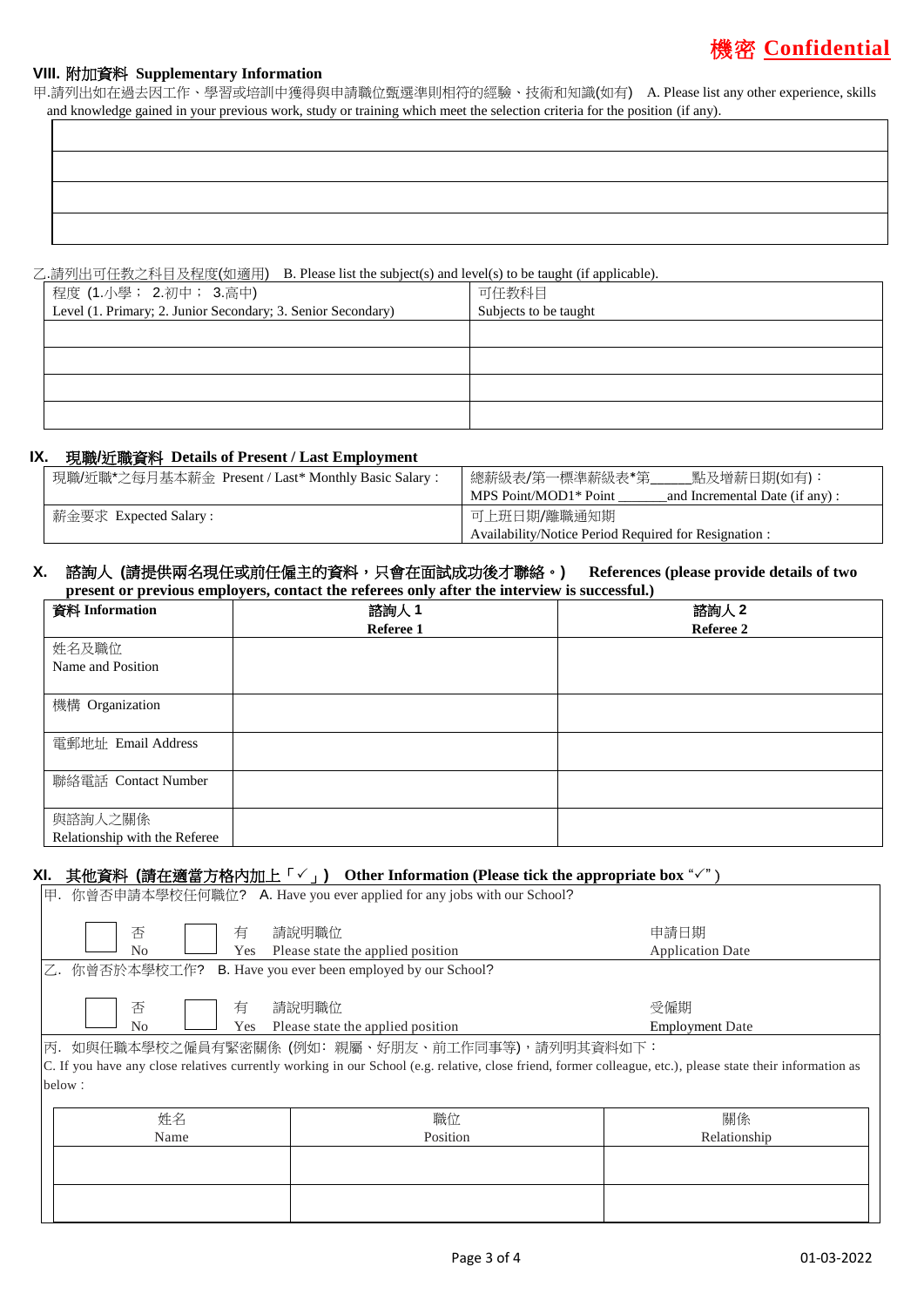**機密 Confidential**

## VIII. 附加資料 Supplementary Information

甲.請列出如在過去因工作、學習或培訓中獲得與申請職位甄選準則相符的經驗、技術和知識(如有) A. Please list any other experience, skills and knowledge gained in your previous work, study or training which meet the selection criteria for the position (if any).

| |
|---|
| |
| |
| |
| |

乙.請列出可任教之科目及程度(如適用) B. Please list the subject(s) and level(s) to be taught (if applicable).

| 程度 (1.小學； 2.初中； 3.高中)<br>Level (1. Primary; 2. Junior Secondary; 3. Senior Secondary) | 可任教科目<br>Subjects to be taught |
|---|---|
| | |
| | |
| | |
| | |

## IX. 現職/近職資料 Details of Present / Last Employment

| 現職/近職*之每月基本薪金 Present / Last* Monthly Basic Salary : | 總薪級表/第一標準薪級表*第\_\_\_\_\_點及增薪日期(如有)：<br>MPS Point/MOD1* Point \_\_\_\_\_\_\_and Incremental Date (if any) : |
|---|---|
| 薪金要求 Expected Salary : | 可上班日期/離職通知期<br>Availability/Notice Period Required for Resignation : |

## X. 諮詢人 (請提供兩名現任或前任僱主的資料，只會在面試成功後才聯絡。) References (please provide details of two present or previous employers, contact the referees only after the interview is successful.)

| 資料 Information | 諮詢人 1<br>Referee 1 | 諮詢人 2<br>Referee 2 |
|---|---|---|
| 姓名及職位<br>Name and Position | | |
| 機構 Organization | | |
| 電郵地址 Email Address | | |
| 聯絡電話 Contact Number | | |
| 與諮詢人之關係<br>Relationship with the Referee | | |

## XI. 其他資料 (請在適當方格內加上「✓」) Other Information (Please tick the appropriate box "✓")

甲. 你曾否申請本學校任何職位? A. Have you ever applied for any jobs with our School?

☐ 否 No ☐ 有 Yes 請說明職位 Please state the applied position 申請日期 Application Date

乙. 你曾否於本學校工作? B. Have you ever been employed by our School?

☐ 否 No ☐ 有 Yes 請說明職位 Please state the applied position 受僱期 Employment Date

丙. 如與任職本學校之僱員有緊密關係 (例如: 親屬、好朋友、前工作同事等)，請列明其資料如下：
C. If you have any close relatives currently working in our School (e.g. relative, close friend, former colleague, etc.), please state their information as below :

| 姓名<br>Name | 職位<br>Position | 關係<br>Relationship |
|---|---|---|
| | | |
| | | |

01-03-2022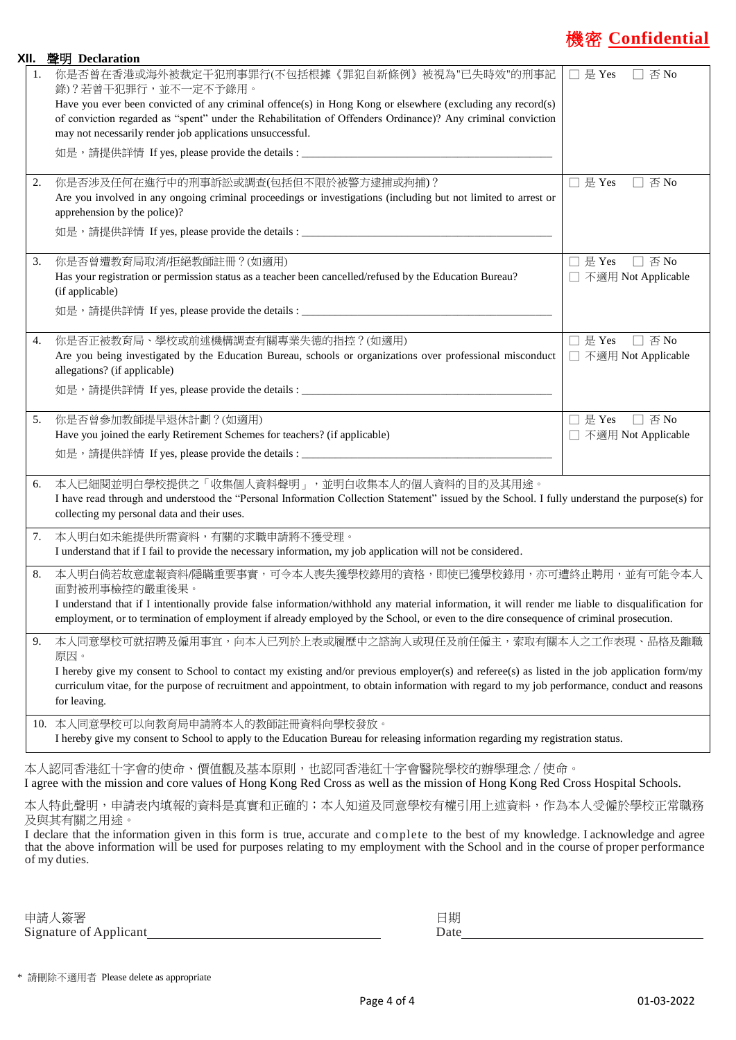**機密 Confidential**

## XII. 聲明 Declaration

| | | |
|---|---|---|
| 1. | 你是否曾在香港或海外被裁定干犯刑事罪行(不包括根據《罪犯自新條例》被視為"已失時效"的刑事記錄)？若曾干犯罪行，並不一定不予錄用。<br>Have you ever been convicted of any criminal offence(s) in Hong Kong or elsewhere (excluding any record(s) of conviction regarded as "spent" under the Rehabilitation of Offenders Ordinance)? Any criminal conviction may not necessarily render job applications unsuccessful.<br>如是，請提供詳情 If yes, please provide the details : ______ | □ 是 Yes □ 否 No |
| 2. | 你是否涉及任何在進行中的刑事訴訟或調查(包括但不限於被警方逮捕或拘捕)？<br>Are you involved in any ongoing criminal proceedings or investigations (including but not limited to arrest or apprehension by the police)?<br>如是，請提供詳情 If yes, please provide the details : ______ | □ 是 Yes □ 否 No |
| 3. | 你是否曾遭教育局取消/拒絕教師註冊？(如適用)<br>Has your registration or permission status as a teacher been cancelled/refused by the Education Bureau? (if applicable)<br>如是，請提供詳情 If yes, please provide the details : ______ | □ 是 Yes □ 否 No<br>□ 不適用 Not Applicable |
| 4. | 你是否正被教育局、學校或前述機構調查有關專業失德的指控？(如適用)<br>Are you being investigated by the Education Bureau, schools or organizations over professional misconduct allegations? (if applicable)<br>如是，請提供詳情 If yes, please provide the details : ______ | □ 是 Yes □ 否 No<br>□ 不適用 Not Applicable |
| 5. | 你是否曾參加教師提早退休計劃？(如適用)<br>Have you joined the early Retirement Schemes for teachers? (if applicable)<br>如是，請提供詳情 If yes, please provide the details : ______ | □ 是 Yes □ 否 No<br>□ 不適用 Not Applicable |
| 6. | 本人已細閱並明白學校提供之「收集個人資料聲明」，並明白收集本人的個人資料的目的及其用途。<br>I have read through and understood the "Personal Information Collection Statement" issued by the School. I fully understand the purpose(s) for collecting my personal data and their uses. | |
| 7. | 本人明白如未能提供所需資料，有關的求職申請將不獲受理。<br>I understand that if I fail to provide the necessary information, my job application will not be considered. | |
| 8. | 本人明白倘若故意虛報資料/隱瞞重要事實，可令本人喪失獲學校錄用的資格，即使已獲學校錄用，亦可遭終止聘用，並有可能令本人面對被刑事檢控的嚴重後果。<br>I understand that if I intentionally provide false information/withhold any material information, it will render me liable to disqualification for employment, or to termination of employment if already employed by the School, or even to the dire consequence of criminal prosecution. | |
| 9. | 本人同意學校可就招聘及僱用事宜，向本人已列於上表或履歷中之諮詢人或現任及前任僱主，索取有關本人之工作表現、品格及離職原因。<br>I hereby give my consent to School to contact my existing and/or previous employer(s) and referee(s) as listed in the job application form/my curriculum vitae, for the purpose of recruitment and appointment, to obtain information with regard to my job performance, conduct and reasons for leaving. | |
| 10. | 本人同意學校可以向教育局申請將本人的教師註冊資料向學校發放。<br>I hereby give my consent to School to apply to the Education Bureau for releasing information regarding my registration status. | |

本人認同香港紅十字會的使命、價值觀及基本原則，也認同香港紅十字會醫院學校的辦學理念／使命。
I agree with the mission and core values of Hong Kong Red Cross as well as the mission of Hong Kong Red Cross Hospital Schools.

本人特此聲明，申請表內填報的資料是真實和正確的；本人知道及同意學校有權引用上述資料，作為本人受僱於學校正常職務及與其有關之用途。
I declare that the information given in this form is true, accurate and complete to the best of my knowledge. I acknowledge and agree that the above information will be used for purposes relating to my employment with the School and in the course of proper performance of my duties.

申請人簽署
Signature of Applicant ______________________

日期
Date ______________________

\* 請刪除不適用者 Please delete as appropriate

01-03-2022